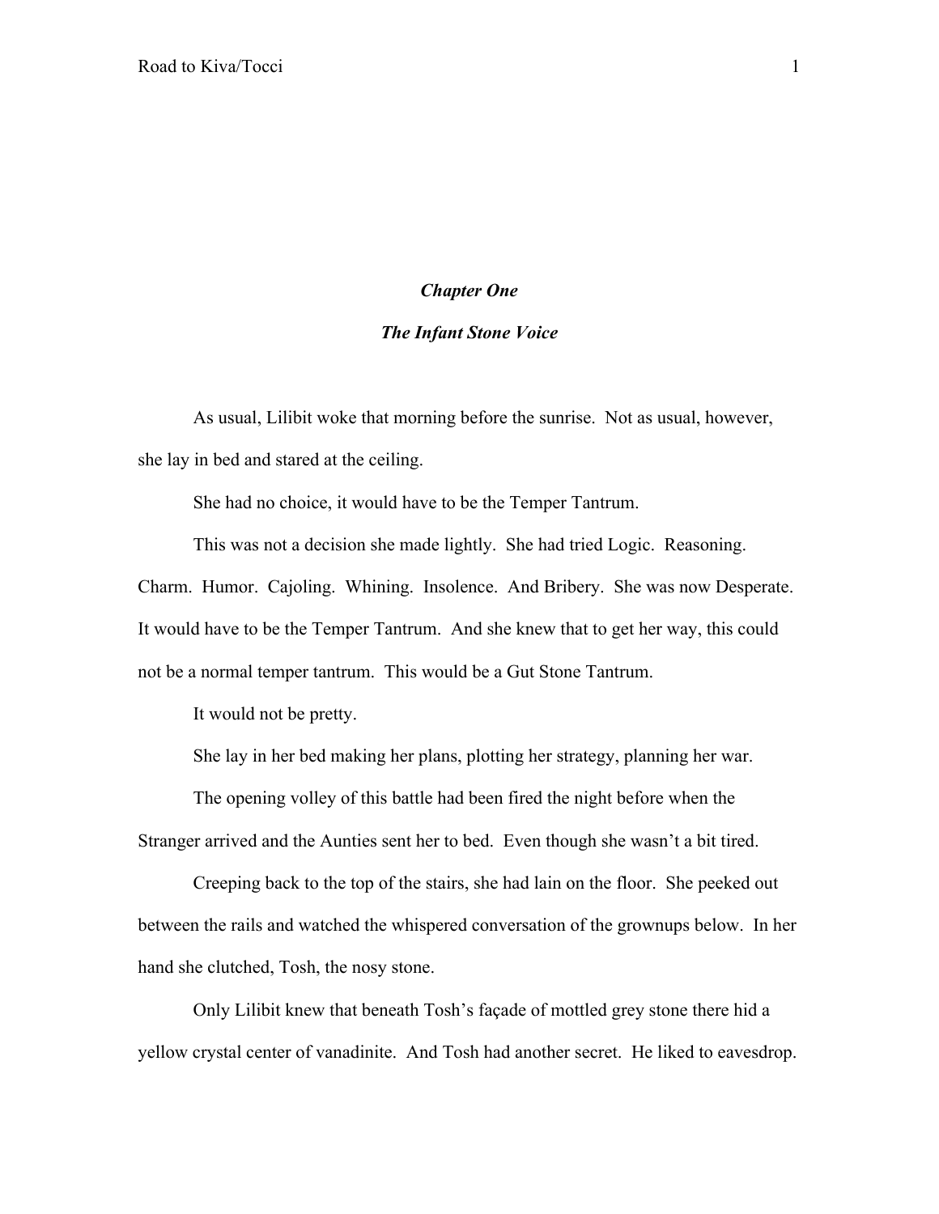## *Chapter One*

## *The Infant Stone Voice*

As usual, Lilibit woke that morning before the sunrise. Not as usual, however, she lay in bed and stared at the ceiling.

She had no choice, it would have to be the Temper Tantrum.

This was not a decision she made lightly. She had tried Logic. Reasoning. Charm. Humor. Cajoling. Whining. Insolence. And Bribery. She was now Desperate. It would have to be the Temper Tantrum. And she knew that to get her way, this could not be a normal temper tantrum. This would be a Gut Stone Tantrum.

It would not be pretty.

She lay in her bed making her plans, plotting her strategy, planning her war.

The opening volley of this battle had been fired the night before when the Stranger arrived and the Aunties sent her to bed. Even though she wasn't a bit tired.

Creeping back to the top of the stairs, she had lain on the floor. She peeked out between the rails and watched the whispered conversation of the grownups below. In her hand she clutched, Tosh, the nosy stone.

Only Lilibit knew that beneath Tosh's façade of mottled grey stone there hid a yellow crystal center of vanadinite. And Tosh had another secret. He liked to eavesdrop.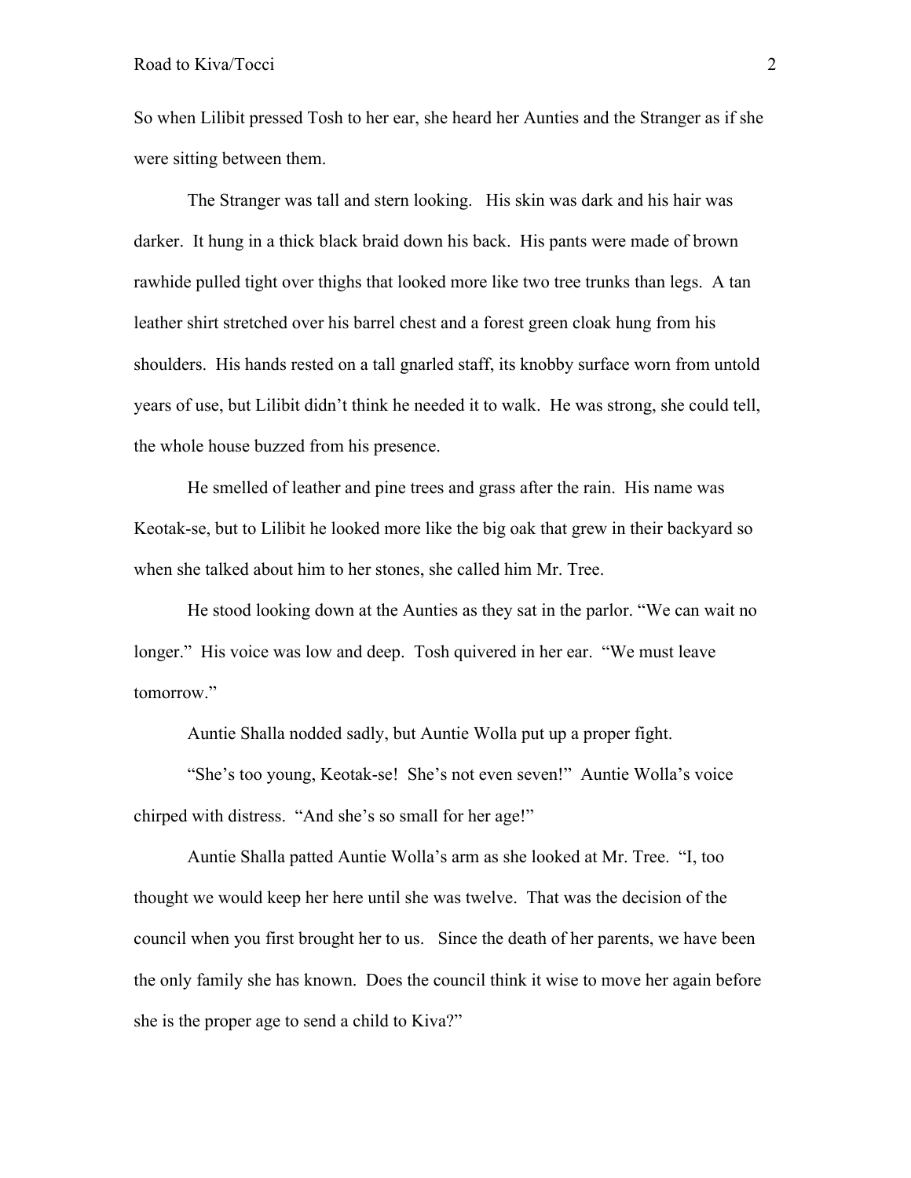So when Lilibit pressed Tosh to her ear, she heard her Aunties and the Stranger as if she were sitting between them.

The Stranger was tall and stern looking. His skin was dark and his hair was darker. It hung in a thick black braid down his back. His pants were made of brown rawhide pulled tight over thighs that looked more like two tree trunks than legs. A tan leather shirt stretched over his barrel chest and a forest green cloak hung from his shoulders. His hands rested on a tall gnarled staff, its knobby surface worn from untold years of use, but Lilibit didn't think he needed it to walk. He was strong, she could tell, the whole house buzzed from his presence.

He smelled of leather and pine trees and grass after the rain. His name was Keotak-se, but to Lilibit he looked more like the big oak that grew in their backyard so when she talked about him to her stones, she called him Mr. Tree.

He stood looking down at the Aunties as they sat in the parlor. "We can wait no longer." His voice was low and deep. Tosh quivered in her ear. "We must leave tomorrow."

Auntie Shalla nodded sadly, but Auntie Wolla put up a proper fight.

"She's too young, Keotak-se! She's not even seven!" Auntie Wolla's voice chirped with distress. "And she's so small for her age!"

Auntie Shalla patted Auntie Wolla's arm as she looked at Mr. Tree. "I, too thought we would keep her here until she was twelve. That was the decision of the council when you first brought her to us. Since the death of her parents, we have been the only family she has known. Does the council think it wise to move her again before she is the proper age to send a child to Kiva?"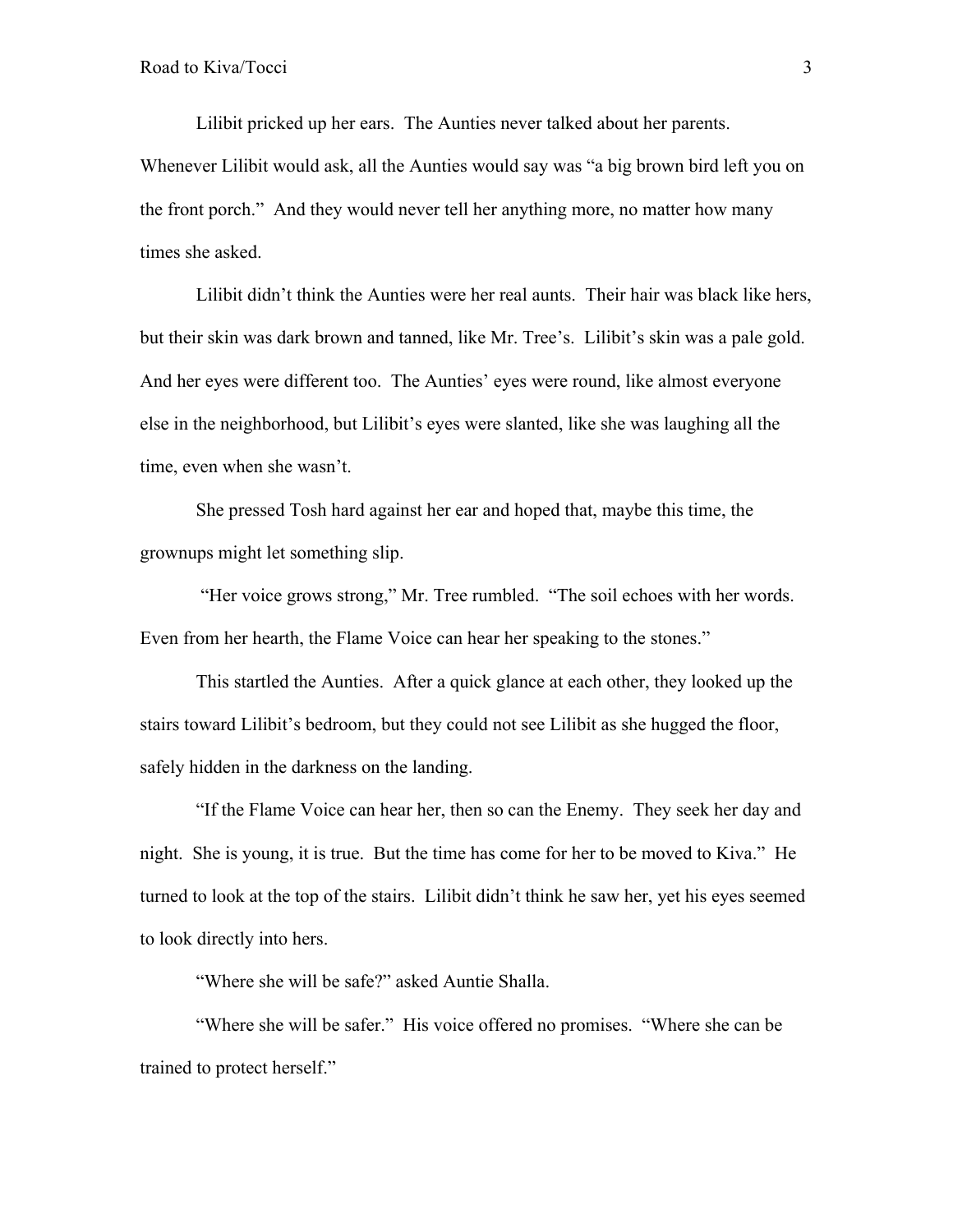Lilibit pricked up her ears. The Aunties never talked about her parents. Whenever Lilibit would ask, all the Aunties would say was "a big brown bird left you on the front porch." And they would never tell her anything more, no matter how many times she asked.

Lilibit didn't think the Aunties were her real aunts. Their hair was black like hers, but their skin was dark brown and tanned, like Mr. Tree's. Lilibit's skin was a pale gold. And her eyes were different too. The Aunties' eyes were round, like almost everyone else in the neighborhood, but Lilibit's eyes were slanted, like she was laughing all the time, even when she wasn't.

She pressed Tosh hard against her ear and hoped that, maybe this time, the grownups might let something slip.

"Her voice grows strong," Mr. Tree rumbled. "The soil echoes with her words. Even from her hearth, the Flame Voice can hear her speaking to the stones."

This startled the Aunties. After a quick glance at each other, they looked up the stairs toward Lilibit's bedroom, but they could not see Lilibit as she hugged the floor, safely hidden in the darkness on the landing.

"If the Flame Voice can hear her, then so can the Enemy. They seek her day and night. She is young, it is true. But the time has come for her to be moved to Kiva." He turned to look at the top of the stairs. Lilibit didn't think he saw her, yet his eyes seemed to look directly into hers.

"Where she will be safe?" asked Auntie Shalla.

"Where she will be safer." His voice offered no promises. "Where she can be trained to protect herself."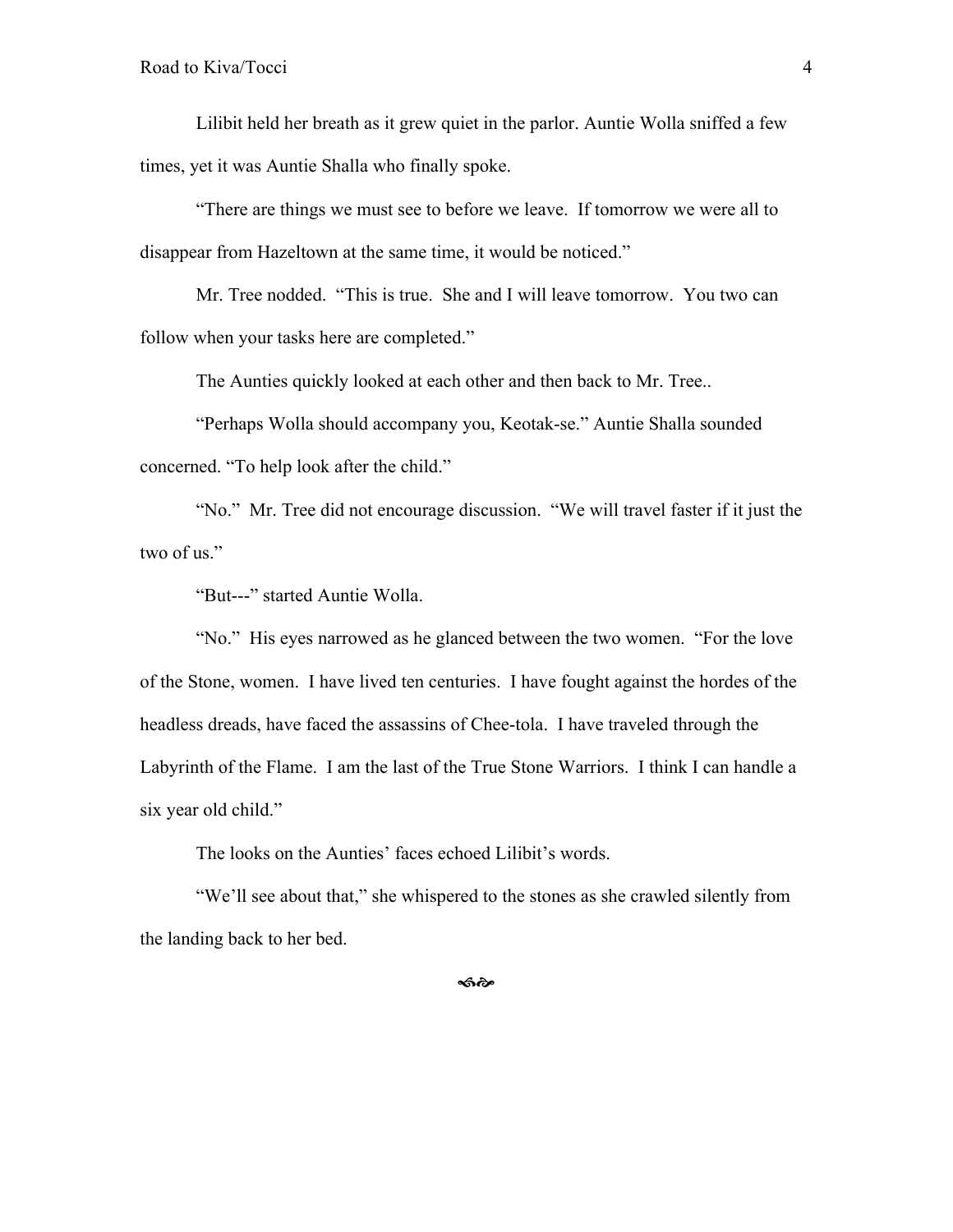Lilibit held her breath as it grew quiet in the parlor. Auntie Wolla sniffed a few times, yet it was Auntie Shalla who finally spoke.

"There are things we must see to before we leave. If tomorrow we were all to disappear from Hazeltown at the same time, it would be noticed."

Mr. Tree nodded. "This is true. She and I will leave tomorrow. You two can follow when your tasks here are completed."

The Aunties quickly looked at each other and then back to Mr. Tree..

"Perhaps Wolla should accompany you, Keotak-se." Auntie Shalla sounded concerned. "To help look after the child."

"No." Mr. Tree did not encourage discussion. "We will travel faster if it just the two of us."

"But---" started Auntie Wolla.

"No." His eyes narrowed as he glanced between the two women. "For the love of the Stone, women. I have lived ten centuries. I have fought against the hordes of the headless dreads, have faced the assassins of Chee-tola. I have traveled through the Labyrinth of the Flame. I am the last of the True Stone Warriors. I think I can handle a six year old child."

The looks on the Aunties' faces echoed Lilibit's words.

"We'll see about that," she whispered to the stones as she crawled silently from the landing back to her bed.

ꕥ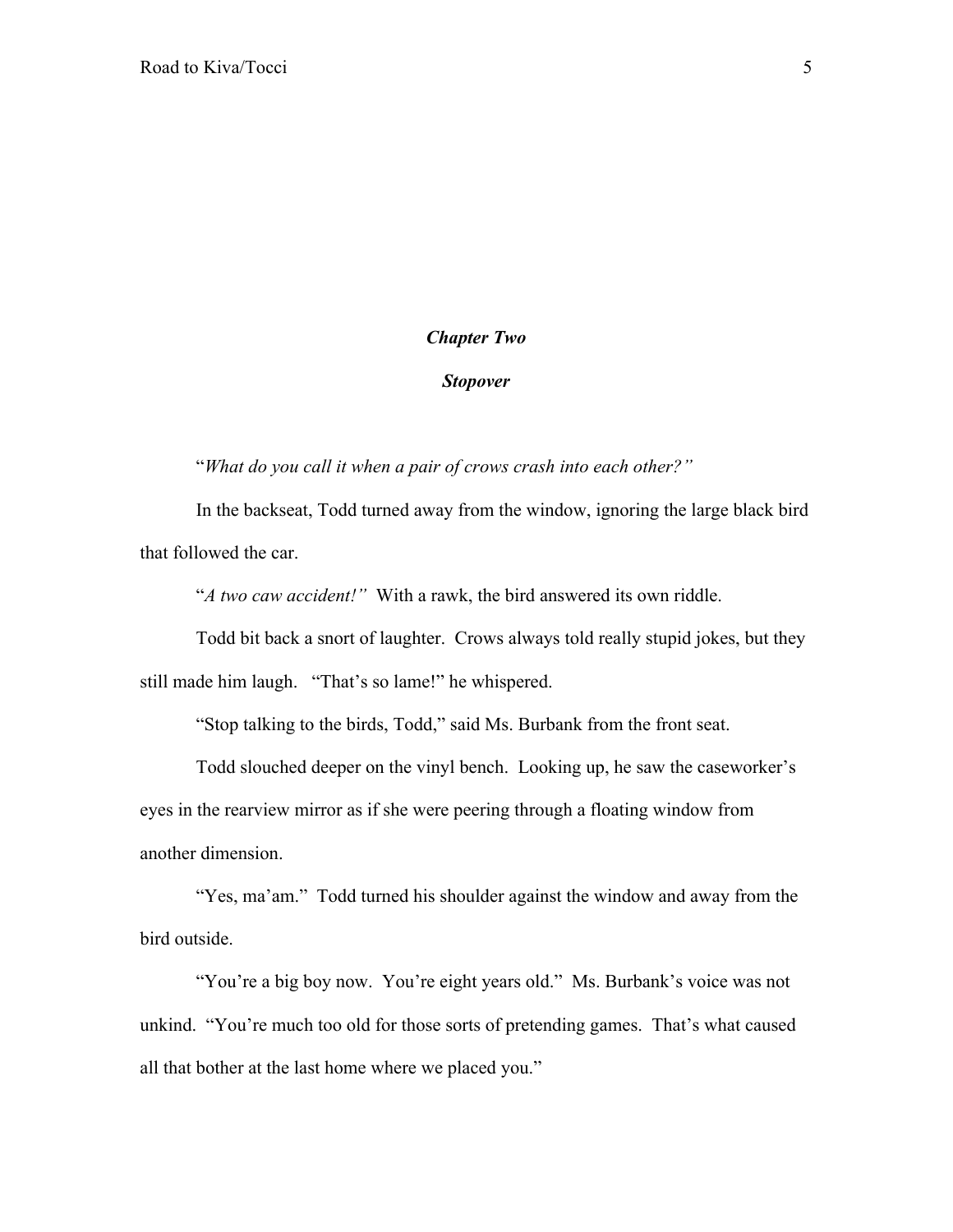## *Chapter Two*

### *Stopover*

"*What do you call it when a pair of crows crash into each other?"*

In the backseat, Todd turned away from the window, ignoring the large black bird that followed the car.

"*A two caw accident!"* With a rawk, the bird answered its own riddle.

Todd bit back a snort of laughter. Crows always told really stupid jokes, but they still made him laugh. "That's so lame!" he whispered.

"Stop talking to the birds, Todd," said Ms. Burbank from the front seat.

Todd slouched deeper on the vinyl bench. Looking up, he saw the caseworker's eyes in the rearview mirror as if she were peering through a floating window from another dimension.

"Yes, ma'am." Todd turned his shoulder against the window and away from the bird outside.

"You're a big boy now. You're eight years old." Ms. Burbank's voice was not unkind. "You're much too old for those sorts of pretending games. That's what caused all that bother at the last home where we placed you."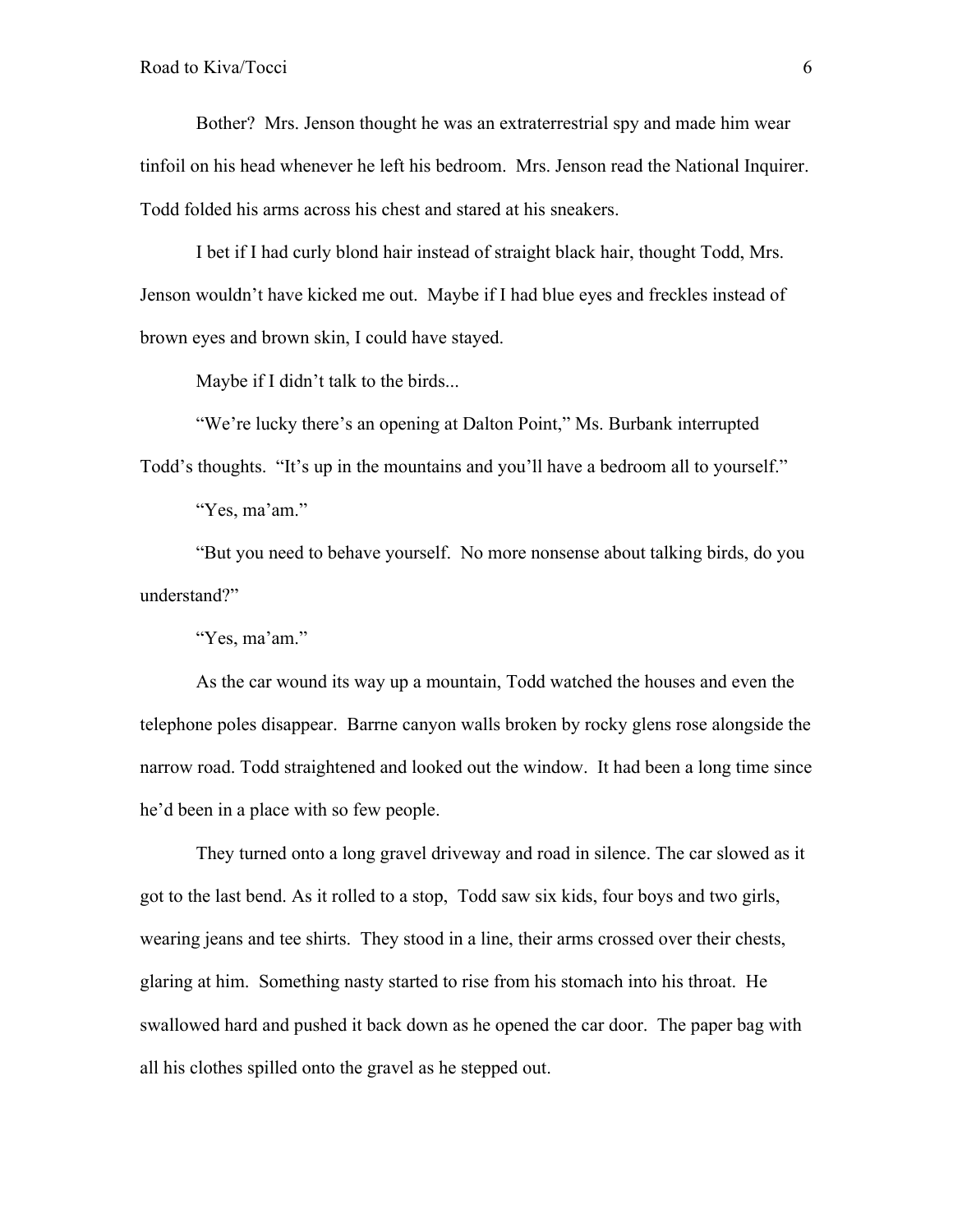Bother? Mrs. Jenson thought he was an extraterrestrial spy and made him wear tinfoil on his head whenever he left his bedroom. Mrs. Jenson read the National Inquirer. Todd folded his arms across his chest and stared at his sneakers.

I bet if I had curly blond hair instead of straight black hair, thought Todd, Mrs. Jenson wouldn't have kicked me out. Maybe if I had blue eyes and freckles instead of brown eyes and brown skin, I could have stayed.

Maybe if I didn't talk to the birds...

"We're lucky there's an opening at Dalton Point," Ms. Burbank interrupted Todd's thoughts. "It's up in the mountains and you'll have a bedroom all to yourself."

"Yes, ma'am."

"But you need to behave yourself. No more nonsense about talking birds, do you understand?"

"Yes, ma'am."

As the car wound its way up a mountain, Todd watched the houses and even the telephone poles disappear. Barrne canyon walls broken by rocky glens rose alongside the narrow road. Todd straightened and looked out the window. It had been a long time since he'd been in a place with so few people.

They turned onto a long gravel driveway and road in silence. The car slowed as it got to the last bend. As it rolled to a stop, Todd saw six kids, four boys and two girls, wearing jeans and tee shirts. They stood in a line, their arms crossed over their chests, glaring at him. Something nasty started to rise from his stomach into his throat. He swallowed hard and pushed it back down as he opened the car door. The paper bag with all his clothes spilled onto the gravel as he stepped out.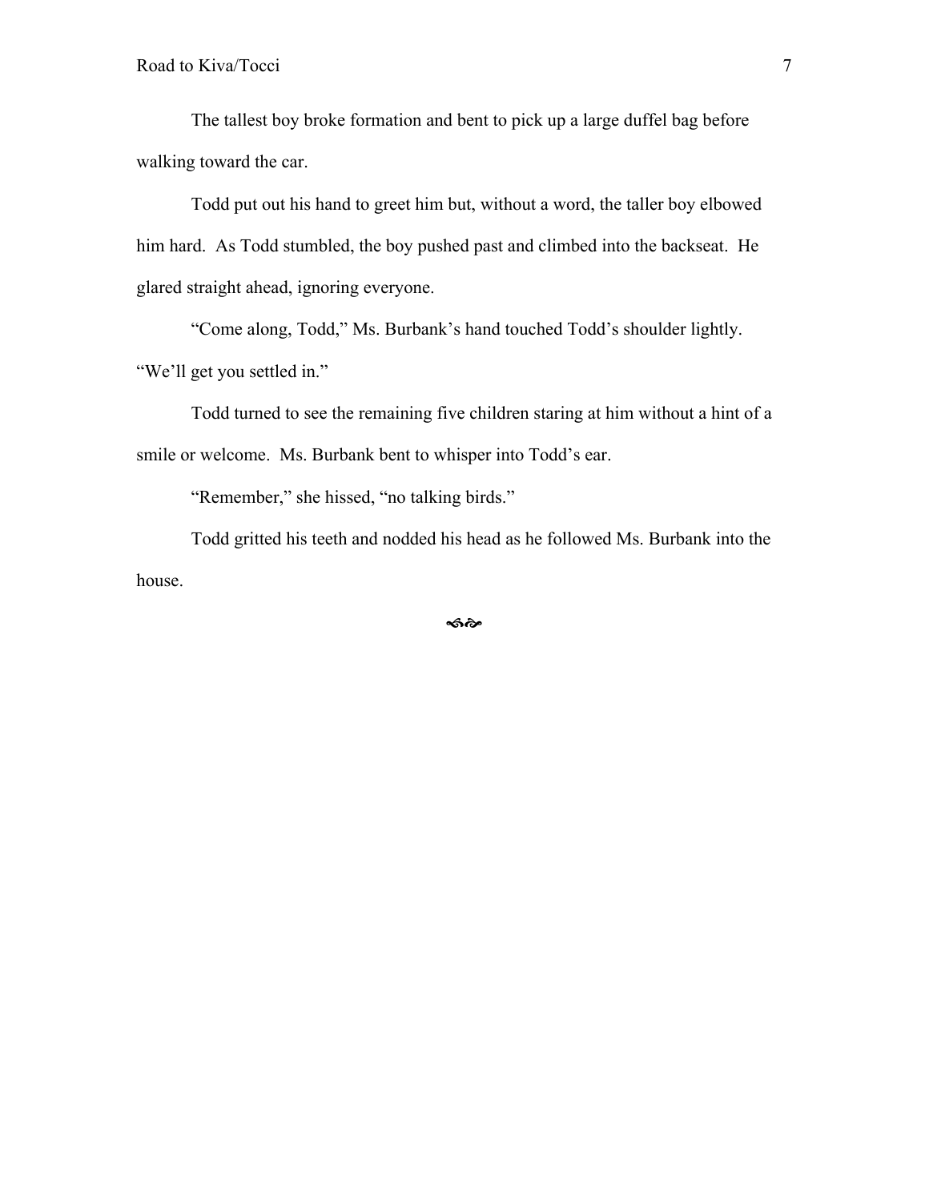The tallest boy broke formation and bent to pick up a large duffel bag before walking toward the car.

Todd put out his hand to greet him but, without a word, the taller boy elbowed him hard. As Todd stumbled, the boy pushed past and climbed into the backseat. He glared straight ahead, ignoring everyone.

"Come along, Todd," Ms. Burbank's hand touched Todd's shoulder lightly. "We'll get you settled in."

Todd turned to see the remaining five children staring at him without a hint of a smile or welcome. Ms. Burbank bent to whisper into Todd's ear.

"Remember," she hissed, "no talking birds."

Todd gritted his teeth and nodded his head as he followed Ms. Burbank into the house.

⸻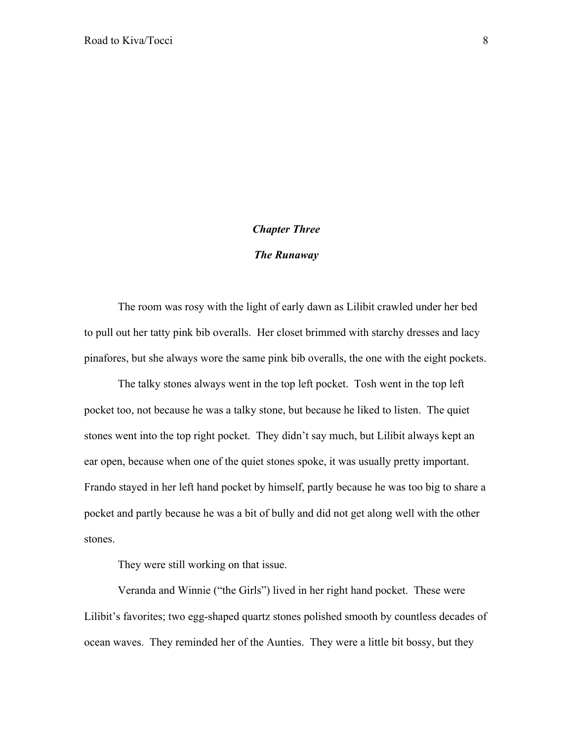## *Chapter Three*

## *The Runaway*

The room was rosy with the light of early dawn as Lilibit crawled under her bed to pull out her tatty pink bib overalls. Her closet brimmed with starchy dresses and lacy pinafores, but she always wore the same pink bib overalls, the one with the eight pockets.

The talky stones always went in the top left pocket. Tosh went in the top left pocket too, not because he was a talky stone, but because he liked to listen. The quiet stones went into the top right pocket. They didn't say much, but Lilibit always kept an ear open, because when one of the quiet stones spoke, it was usually pretty important. Frando stayed in her left hand pocket by himself, partly because he was too big to share a pocket and partly because he was a bit of bully and did not get along well with the other stones.

They were still working on that issue.

Veranda and Winnie ("the Girls") lived in her right hand pocket. These were Lilibit's favorites; two egg-shaped quartz stones polished smooth by countless decades of ocean waves. They reminded her of the Aunties. They were a little bit bossy, but they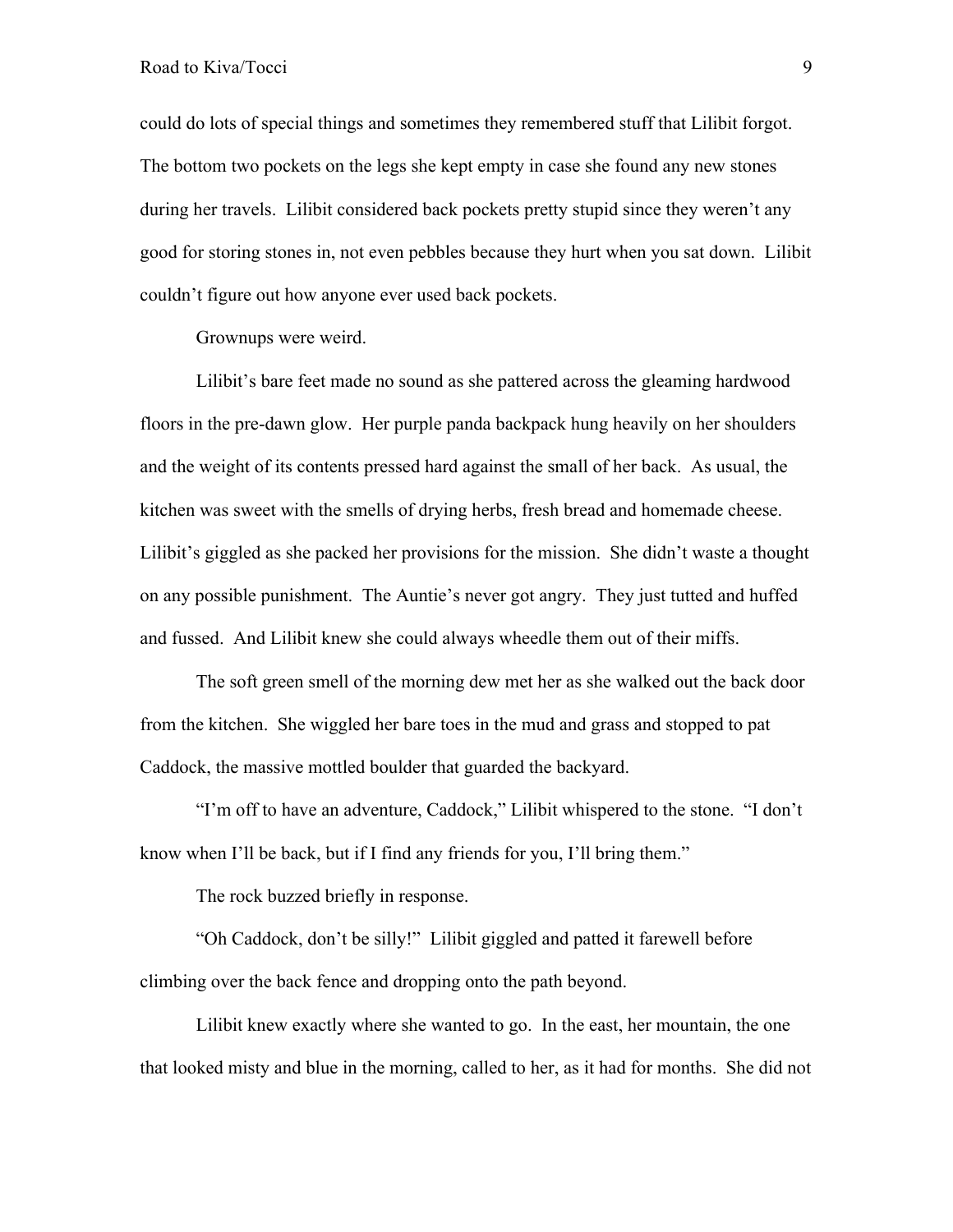could do lots of special things and sometimes they remembered stuff that Lilibit forgot. The bottom two pockets on the legs she kept empty in case she found any new stones during her travels. Lilibit considered back pockets pretty stupid since they weren't any good for storing stones in, not even pebbles because they hurt when you sat down. Lilibit couldn't figure out how anyone ever used back pockets.

Grownups were weird.

Lilibit's bare feet made no sound as she pattered across the gleaming hardwood floors in the pre-dawn glow. Her purple panda backpack hung heavily on her shoulders and the weight of its contents pressed hard against the small of her back. As usual, the kitchen was sweet with the smells of drying herbs, fresh bread and homemade cheese. Lilibit's giggled as she packed her provisions for the mission. She didn't waste a thought on any possible punishment. The Auntie's never got angry. They just tutted and huffed and fussed. And Lilibit knew she could always wheedle them out of their miffs.

The soft green smell of the morning dew met her as she walked out the back door from the kitchen. She wiggled her bare toes in the mud and grass and stopped to pat Caddock, the massive mottled boulder that guarded the backyard.

"I'm off to have an adventure, Caddock," Lilibit whispered to the stone. "I don't know when I'll be back, but if I find any friends for you, I'll bring them."

The rock buzzed briefly in response.

"Oh Caddock, don't be silly!" Lilibit giggled and patted it farewell before climbing over the back fence and dropping onto the path beyond.

Lilibit knew exactly where she wanted to go. In the east, her mountain, the one that looked misty and blue in the morning, called to her, as it had for months. She did not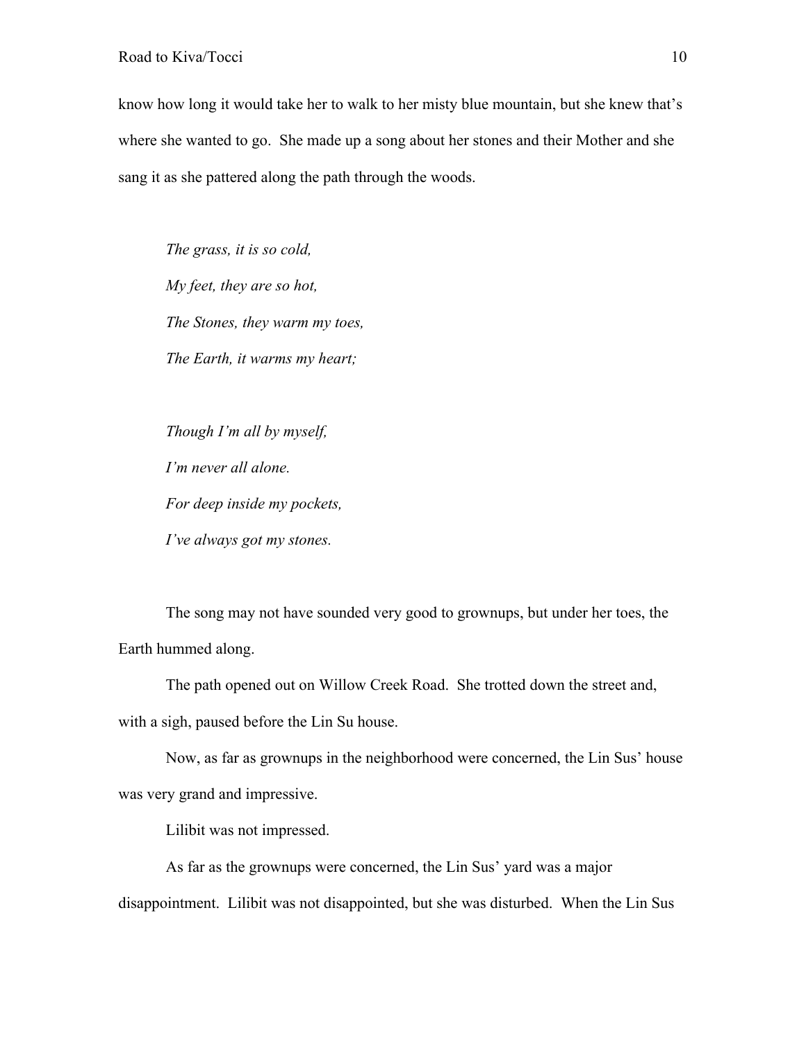know how long it would take her to walk to her misty blue mountain, but she knew that's where she wanted to go. She made up a song about her stones and their Mother and she sang it as she pattered along the path through the woods.

*The grass, it is so cold,*
*My feet, they are so hot,*
*The Stones, they warm my toes,*
*The Earth, it warms my heart;*

*Though I'm all by myself,*
*I'm never all alone.*
*For deep inside my pockets,*
*I've always got my stones.*

The song may not have sounded very good to grownups, but under her toes, the Earth hummed along.

The path opened out on Willow Creek Road. She trotted down the street and, with a sigh, paused before the Lin Su house.

Now, as far as grownups in the neighborhood were concerned, the Lin Sus' house was very grand and impressive.

Lilibit was not impressed.

As far as the grownups were concerned, the Lin Sus' yard was a major disappointment. Lilibit was not disappointed, but she was disturbed. When the Lin Sus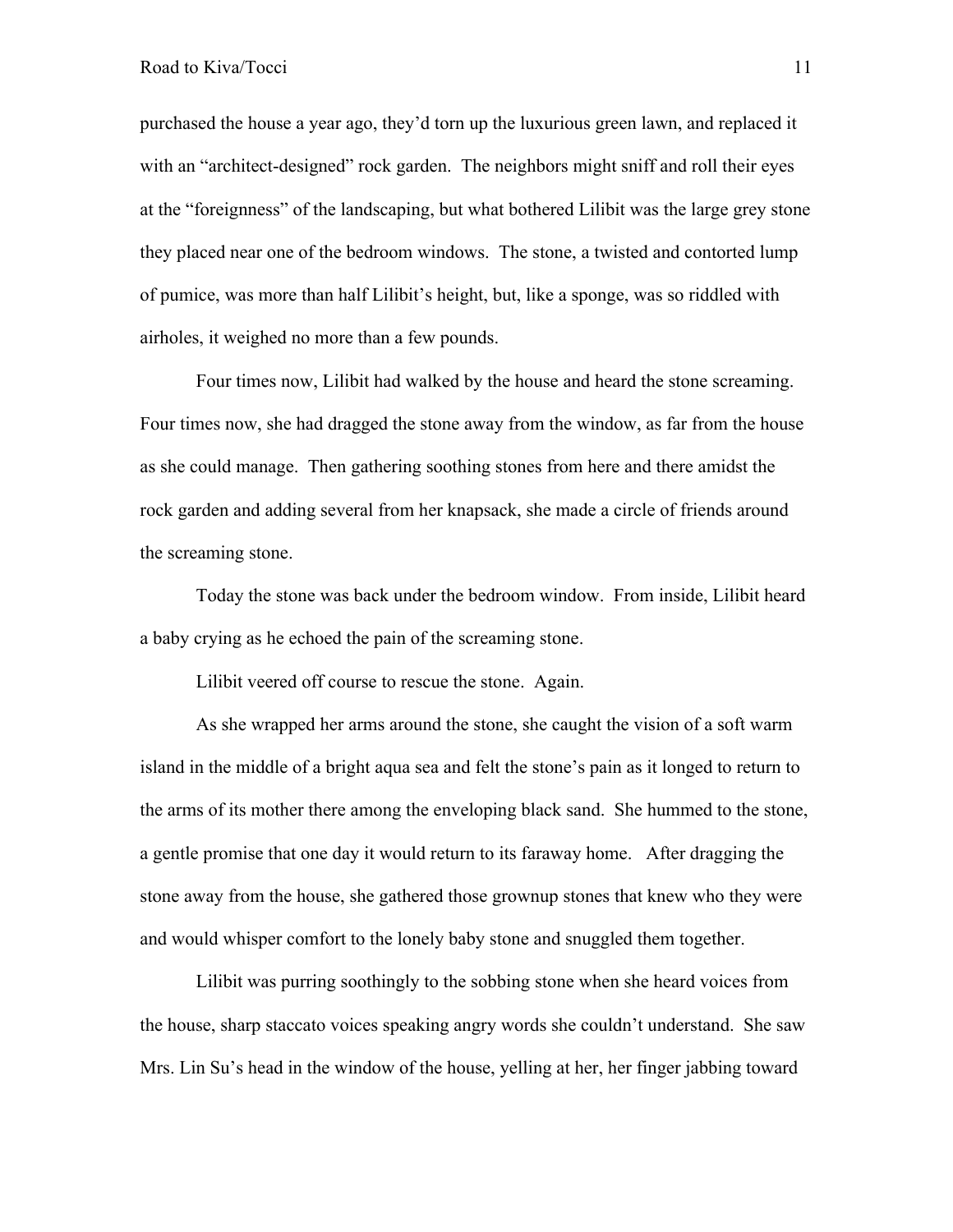purchased the house a year ago, they'd torn up the luxurious green lawn, and replaced it with an "architect-designed" rock garden. The neighbors might sniff and roll their eyes at the "foreignness" of the landscaping, but what bothered Lilibit was the large grey stone they placed near one of the bedroom windows. The stone, a twisted and contorted lump of pumice, was more than half Lilibit's height, but, like a sponge, was so riddled with airholes, it weighed no more than a few pounds.

Four times now, Lilibit had walked by the house and heard the stone screaming. Four times now, she had dragged the stone away from the window, as far from the house as she could manage. Then gathering soothing stones from here and there amidst the rock garden and adding several from her knapsack, she made a circle of friends around the screaming stone.

Today the stone was back under the bedroom window. From inside, Lilibit heard a baby crying as he echoed the pain of the screaming stone.

Lilibit veered off course to rescue the stone. Again.

As she wrapped her arms around the stone, she caught the vision of a soft warm island in the middle of a bright aqua sea and felt the stone's pain as it longed to return to the arms of its mother there among the enveloping black sand. She hummed to the stone, a gentle promise that one day it would return to its faraway home. After dragging the stone away from the house, she gathered those grownup stones that knew who they were and would whisper comfort to the lonely baby stone and snuggled them together.

Lilibit was purring soothingly to the sobbing stone when she heard voices from the house, sharp staccato voices speaking angry words she couldn't understand. She saw Mrs. Lin Su's head in the window of the house, yelling at her, her finger jabbing toward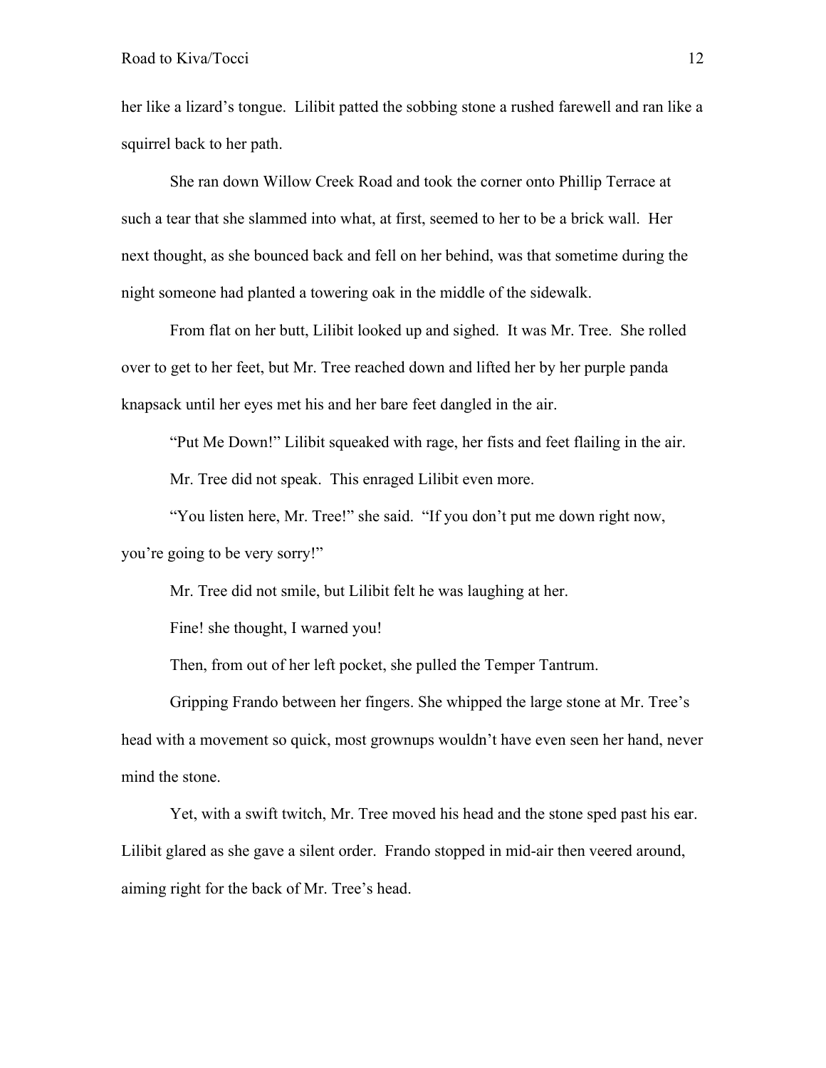her like a lizard's tongue. Lilibit patted the sobbing stone a rushed farewell and ran like a squirrel back to her path.

She ran down Willow Creek Road and took the corner onto Phillip Terrace at such a tear that she slammed into what, at first, seemed to her to be a brick wall. Her next thought, as she bounced back and fell on her behind, was that sometime during the night someone had planted a towering oak in the middle of the sidewalk.

From flat on her butt, Lilibit looked up and sighed. It was Mr. Tree. She rolled over to get to her feet, but Mr. Tree reached down and lifted her by her purple panda knapsack until her eyes met his and her bare feet dangled in the air.

"Put Me Down!" Lilibit squeaked with rage, her fists and feet flailing in the air.

Mr. Tree did not speak. This enraged Lilibit even more.

"You listen here, Mr. Tree!" she said. "If you don't put me down right now, you're going to be very sorry!"

Mr. Tree did not smile, but Lilibit felt he was laughing at her.

Fine! she thought, I warned you!

Then, from out of her left pocket, she pulled the Temper Tantrum.

Gripping Frando between her fingers. She whipped the large stone at Mr. Tree's head with a movement so quick, most grownups wouldn't have even seen her hand, never mind the stone.

Yet, with a swift twitch, Mr. Tree moved his head and the stone sped past his ear. Lilibit glared as she gave a silent order. Frando stopped in mid-air then veered around, aiming right for the back of Mr. Tree's head.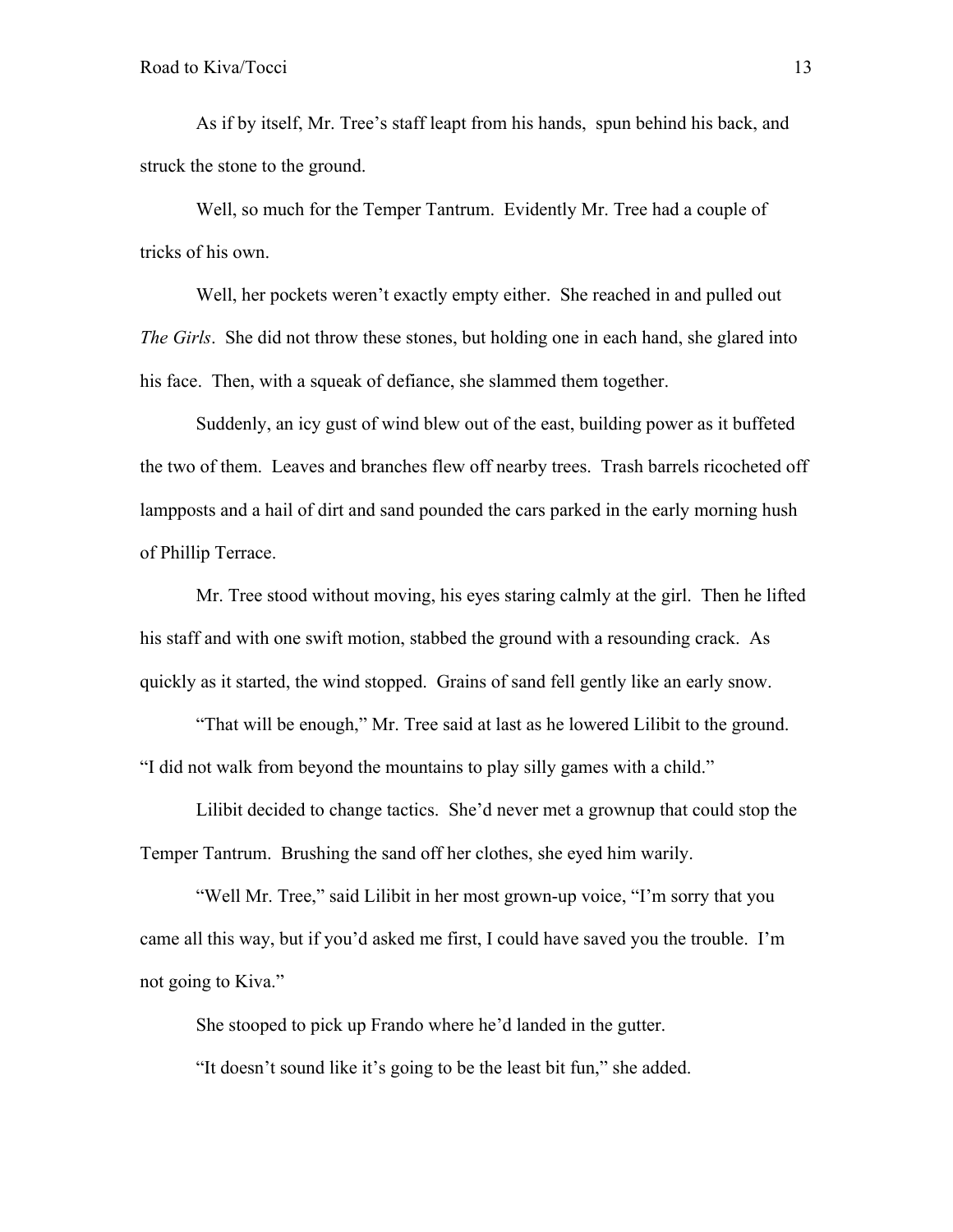As if by itself, Mr. Tree's staff leapt from his hands, spun behind his back, and struck the stone to the ground.

Well, so much for the Temper Tantrum. Evidently Mr. Tree had a couple of tricks of his own.

Well, her pockets weren't exactly empty either. She reached in and pulled out *The Girls*. She did not throw these stones, but holding one in each hand, she glared into his face. Then, with a squeak of defiance, she slammed them together.

Suddenly, an icy gust of wind blew out of the east, building power as it buffeted the two of them. Leaves and branches flew off nearby trees. Trash barrels ricocheted off lampposts and a hail of dirt and sand pounded the cars parked in the early morning hush of Phillip Terrace.

Mr. Tree stood without moving, his eyes staring calmly at the girl. Then he lifted his staff and with one swift motion, stabbed the ground with a resounding crack. As quickly as it started, the wind stopped. Grains of sand fell gently like an early snow.

"That will be enough," Mr. Tree said at last as he lowered Lilibit to the ground. "I did not walk from beyond the mountains to play silly games with a child."

Lilibit decided to change tactics. She'd never met a grownup that could stop the Temper Tantrum. Brushing the sand off her clothes, she eyed him warily.

"Well Mr. Tree," said Lilibit in her most grown-up voice, "I'm sorry that you came all this way, but if you'd asked me first, I could have saved you the trouble. I'm not going to Kiva."

She stooped to pick up Frando where he'd landed in the gutter.

"It doesn't sound like it's going to be the least bit fun," she added.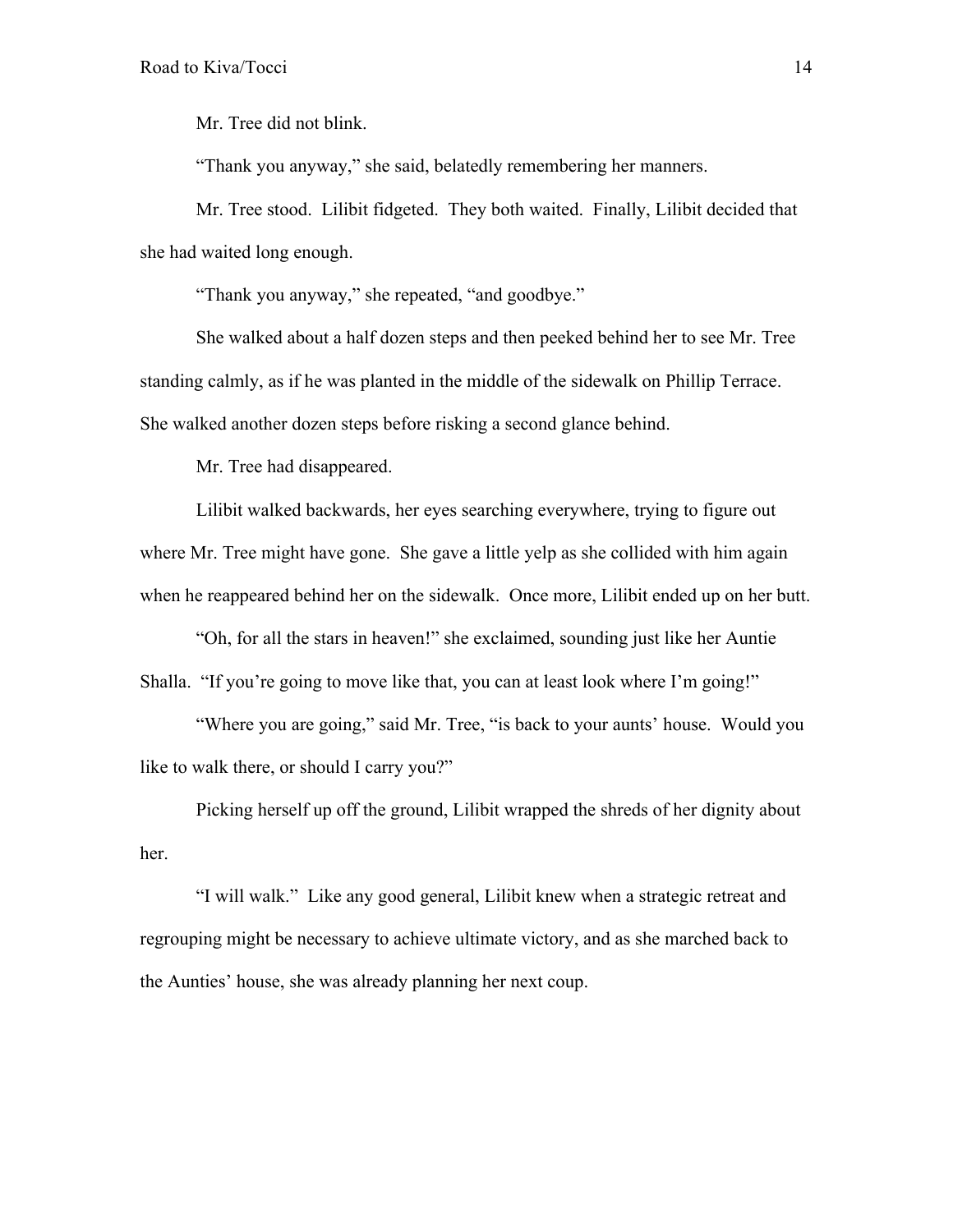Mr. Tree did not blink.

"Thank you anyway," she said, belatedly remembering her manners.

Mr. Tree stood. Lilibit fidgeted. They both waited. Finally, Lilibit decided that she had waited long enough.

"Thank you anyway," she repeated, "and goodbye."

She walked about a half dozen steps and then peeked behind her to see Mr. Tree standing calmly, as if he was planted in the middle of the sidewalk on Phillip Terrace. She walked another dozen steps before risking a second glance behind.

Mr. Tree had disappeared.

Lilibit walked backwards, her eyes searching everywhere, trying to figure out where Mr. Tree might have gone. She gave a little yelp as she collided with him again when he reappeared behind her on the sidewalk. Once more, Lilibit ended up on her butt.

"Oh, for all the stars in heaven!" she exclaimed, sounding just like her Auntie Shalla. "If you're going to move like that, you can at least look where I'm going!"

"Where you are going," said Mr. Tree, "is back to your aunts' house. Would you like to walk there, or should I carry you?"

Picking herself up off the ground, Lilibit wrapped the shreds of her dignity about her.

"I will walk." Like any good general, Lilibit knew when a strategic retreat and regrouping might be necessary to achieve ultimate victory, and as she marched back to the Aunties' house, she was already planning her next coup.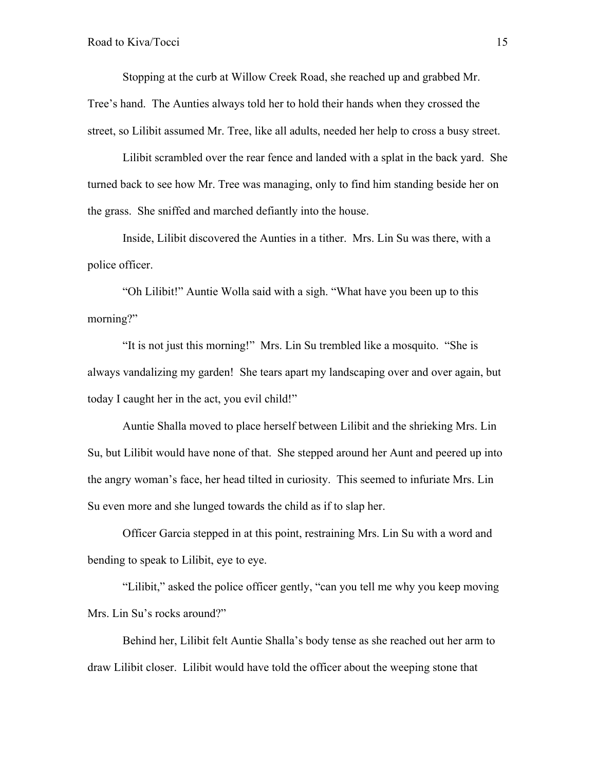Stopping at the curb at Willow Creek Road, she reached up and grabbed Mr. Tree's hand. The Aunties always told her to hold their hands when they crossed the street, so Lilibit assumed Mr. Tree, like all adults, needed her help to cross a busy street.

Lilibit scrambled over the rear fence and landed with a splat in the back yard. She turned back to see how Mr. Tree was managing, only to find him standing beside her on the grass. She sniffed and marched defiantly into the house.

Inside, Lilibit discovered the Aunties in a tither. Mrs. Lin Su was there, with a police officer.

"Oh Lilibit!" Auntie Wolla said with a sigh. "What have you been up to this morning?"

"It is not just this morning!" Mrs. Lin Su trembled like a mosquito. "She is always vandalizing my garden! She tears apart my landscaping over and over again, but today I caught her in the act, you evil child!"

Auntie Shalla moved to place herself between Lilibit and the shrieking Mrs. Lin Su, but Lilibit would have none of that. She stepped around her Aunt and peered up into the angry woman's face, her head tilted in curiosity. This seemed to infuriate Mrs. Lin Su even more and she lunged towards the child as if to slap her.

Officer Garcia stepped in at this point, restraining Mrs. Lin Su with a word and bending to speak to Lilibit, eye to eye.

"Lilibit," asked the police officer gently, "can you tell me why you keep moving Mrs. Lin Su's rocks around?"

Behind her, Lilibit felt Auntie Shalla's body tense as she reached out her arm to draw Lilibit closer. Lilibit would have told the officer about the weeping stone that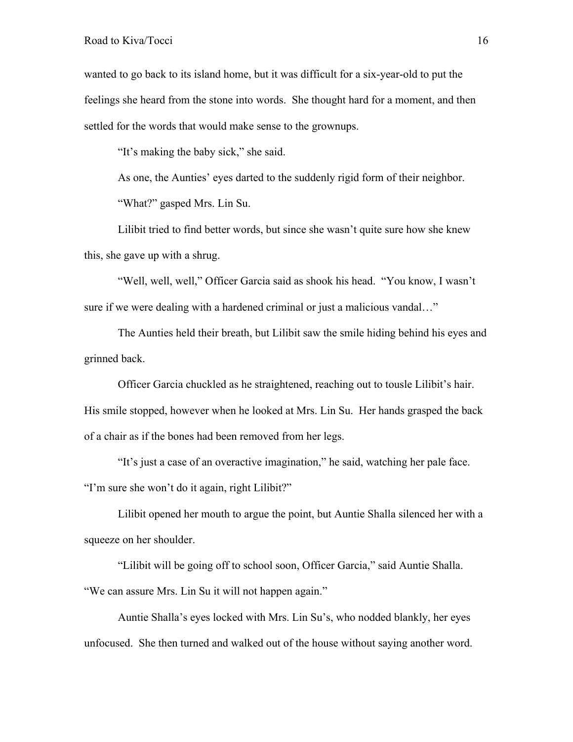wanted to go back to its island home, but it was difficult for a six-year-old to put the feelings she heard from the stone into words. She thought hard for a moment, and then settled for the words that would make sense to the grownups.

"It's making the baby sick," she said.

As one, the Aunties' eyes darted to the suddenly rigid form of their neighbor.

"What?" gasped Mrs. Lin Su.

Lilibit tried to find better words, but since she wasn't quite sure how she knew this, she gave up with a shrug.

"Well, well, well," Officer Garcia said as shook his head. "You know, I wasn't sure if we were dealing with a hardened criminal or just a malicious vandal…"

The Aunties held their breath, but Lilibit saw the smile hiding behind his eyes and grinned back.

Officer Garcia chuckled as he straightened, reaching out to tousle Lilibit's hair. His smile stopped, however when he looked at Mrs. Lin Su. Her hands grasped the back of a chair as if the bones had been removed from her legs.

"It's just a case of an overactive imagination," he said, watching her pale face. "I'm sure she won't do it again, right Lilibit?"

Lilibit opened her mouth to argue the point, but Auntie Shalla silenced her with a squeeze on her shoulder.

"Lilibit will be going off to school soon, Officer Garcia," said Auntie Shalla. "We can assure Mrs. Lin Su it will not happen again."

Auntie Shalla's eyes locked with Mrs. Lin Su's, who nodded blankly, her eyes unfocused. She then turned and walked out of the house without saying another word.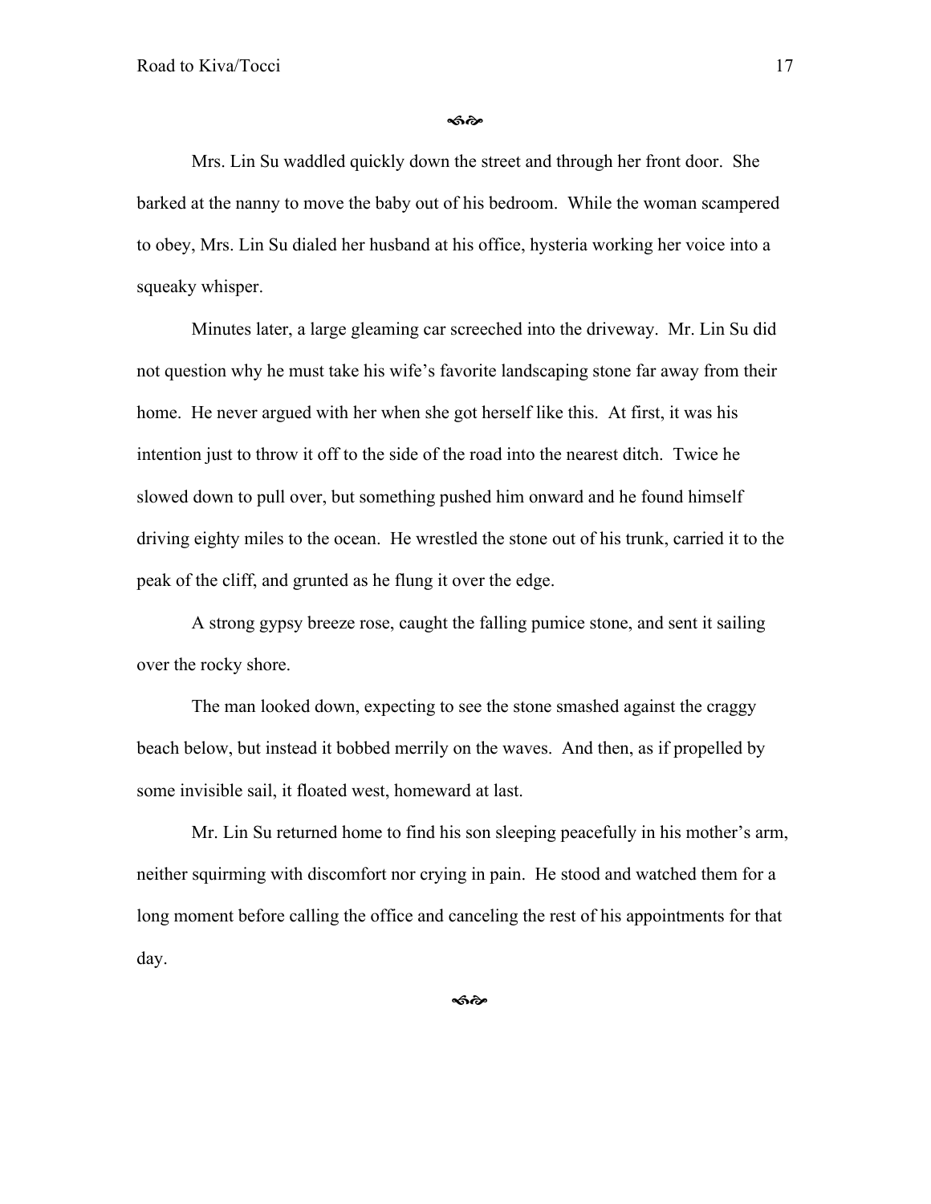﻿❧

Mrs. Lin Su waddled quickly down the street and through her front door. She barked at the nanny to move the baby out of his bedroom. While the woman scampered to obey, Mrs. Lin Su dialed her husband at his office, hysteria working her voice into a squeaky whisper.

Minutes later, a large gleaming car screeched into the driveway. Mr. Lin Su did not question why he must take his wife's favorite landscaping stone far away from their home. He never argued with her when she got herself like this. At first, it was his intention just to throw it off to the side of the road into the nearest ditch. Twice he slowed down to pull over, but something pushed him onward and he found himself driving eighty miles to the ocean. He wrestled the stone out of his trunk, carried it to the peak of the cliff, and grunted as he flung it over the edge.

A strong gypsy breeze rose, caught the falling pumice stone, and sent it sailing over the rocky shore.

The man looked down, expecting to see the stone smashed against the craggy beach below, but instead it bobbed merrily on the waves. And then, as if propelled by some invisible sail, it floated west, homeward at last.

Mr. Lin Su returned home to find his son sleeping peacefully in his mother's arm, neither squirming with discomfort nor crying in pain. He stood and watched them for a long moment before calling the office and canceling the rest of his appointments for that day.

❧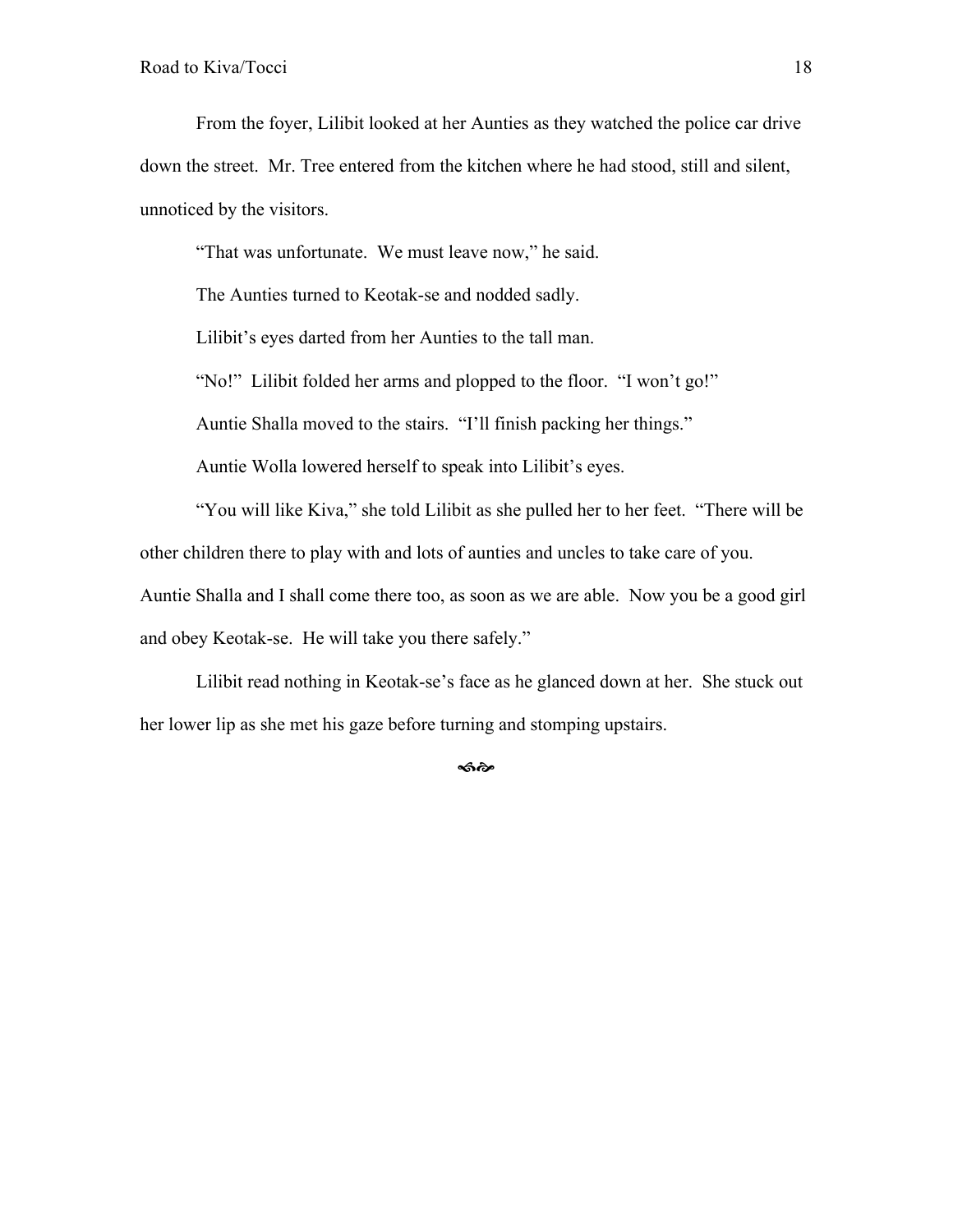From the foyer, Lilibit looked at her Aunties as they watched the police car drive down the street. Mr. Tree entered from the kitchen where he had stood, still and silent, unnoticed by the visitors.

"That was unfortunate. We must leave now," he said.

The Aunties turned to Keotak-se and nodded sadly.

Lilibit's eyes darted from her Aunties to the tall man.

"No!" Lilibit folded her arms and plopped to the floor. "I won't go!"

Auntie Shalla moved to the stairs. "I'll finish packing her things."

Auntie Wolla lowered herself to speak into Lilibit's eyes.

"You will like Kiva," she told Lilibit as she pulled her to her feet. "There will be other children there to play with and lots of aunties and uncles to take care of you. Auntie Shalla and I shall come there too, as soon as we are able. Now you be a good girl and obey Keotak-se. He will take you there safely."

Lilibit read nothing in Keotak-se's face as he glanced down at her. She stuck out her lower lip as she met his gaze before turning and stomping upstairs.

❧